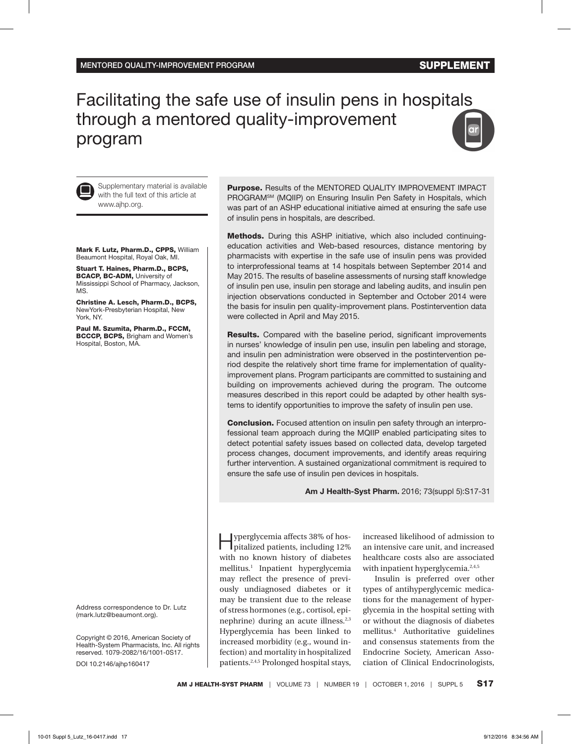MENTORED QUALITY-IMPROVEMENT PROGRAM

SUPPLEMENT

# Facilitating the safe use of insulin pens in hospitals through a mentored quality-improvement program

Supplementary material is available with the full text of this article at www.ajhp.org.

**Mark F. Lutz, Pharm.D., CPPS,** William Beaumont Hospital, Royal Oak, MI.

**Stuart T. Haines, Pharm.D., BCPS, BCACP, BC-ADM,** University of Mississippi School of Pharmacy, Jackson, MS.

**Christine A. Lesch, Pharm.D., BCPS,** NewYork-Presbyterian Hospital, New York, NY.

**Paul M. Szumita, Pharm.D., FCCM, BCCCP, BCPS,** Brigham and Women's Hospital, Boston, MA.

Address correspondence to Dr. Lutz (mark.lutz@beaumont.org).

Copyright © 2016, American Society of Health-System Pharmacists, Inc. All rights reserved. 1079-2082/16/1001-0S17.

DOI 10.2146/ajhp160417

**Purpose.** Results of the MENTORED QUALITY IMPROVEMENT IMPACT PROGRAM℠ (MQIIP) on Ensuring Insulin Pen Safety in Hospitals, which was part of an ASHP educational initiative aimed at ensuring the safe use of insulin pens in hospitals, are described.

**Methods.** During this ASHP initiative, which also included continuing-education activities and Web-based resources, distance mentoring by pharmacists with expertise in the safe use of insulin pens was provided to interprofessional teams at 14 hospitals between September 2014 and May 2015. The results of baseline assessments of nursing staff knowledge of insulin pen use, insulin pen storage and labeling audits, and insulin pen injection observations conducted in September and October 2014 were the basis for insulin pen quality-improvement plans. Postintervention data were collected in April and May 2015.

**Results.** Compared with the baseline period, significant improvements in nurses' knowledge of insulin pen use, insulin pen labeling and storage, and insulin pen administration were observed in the postintervention period despite the relatively short time frame for implementation of quality-improvement plans. Program participants are committed to sustaining and building on improvements achieved during the program. The outcome measures described in this report could be adapted by other health systems to identify opportunities to improve the safety of insulin pen use.

**Conclusion.** Focused attention on insulin pen safety through an interprofessional team approach during the MQIIP enabled participating sites to detect potential safety issues based on collected data, develop targeted process changes, document improvements, and identify areas requiring further intervention. A sustained organizational commitment is required to ensure the safe use of insulin pen devices in hospitals.

**Am J Health-Syst Pharm.** 2016; 73(suppl 5):S17-31

Hyperglycemia affects 38% of hospitalized patients, including 12% with no known history of diabetes mellitus.[1] Inpatient hyperglycemia may reflect the presence of previously undiagnosed diabetes or it may be transient due to the release of stress hormones (e.g., cortisol, epinephrine) during an acute illness.[2,3] Hyperglycemia has been linked to increased morbidity (e.g., wound infection) and mortality in hospitalized patients.[2,4,5] Prolonged hospital stays, increased likelihood of admission to an intensive care unit, and increased healthcare costs also are associated with inpatient hyperglycemia.[2,4,5]

Insulin is preferred over other types of antihyperglycemic medications for the management of hyperglycemia in the hospital setting with or without the diagnosis of diabetes mellitus.[4] Authoritative guidelines and consensus statements from the Endocrine Society, American Association of Clinical Endocrinologists,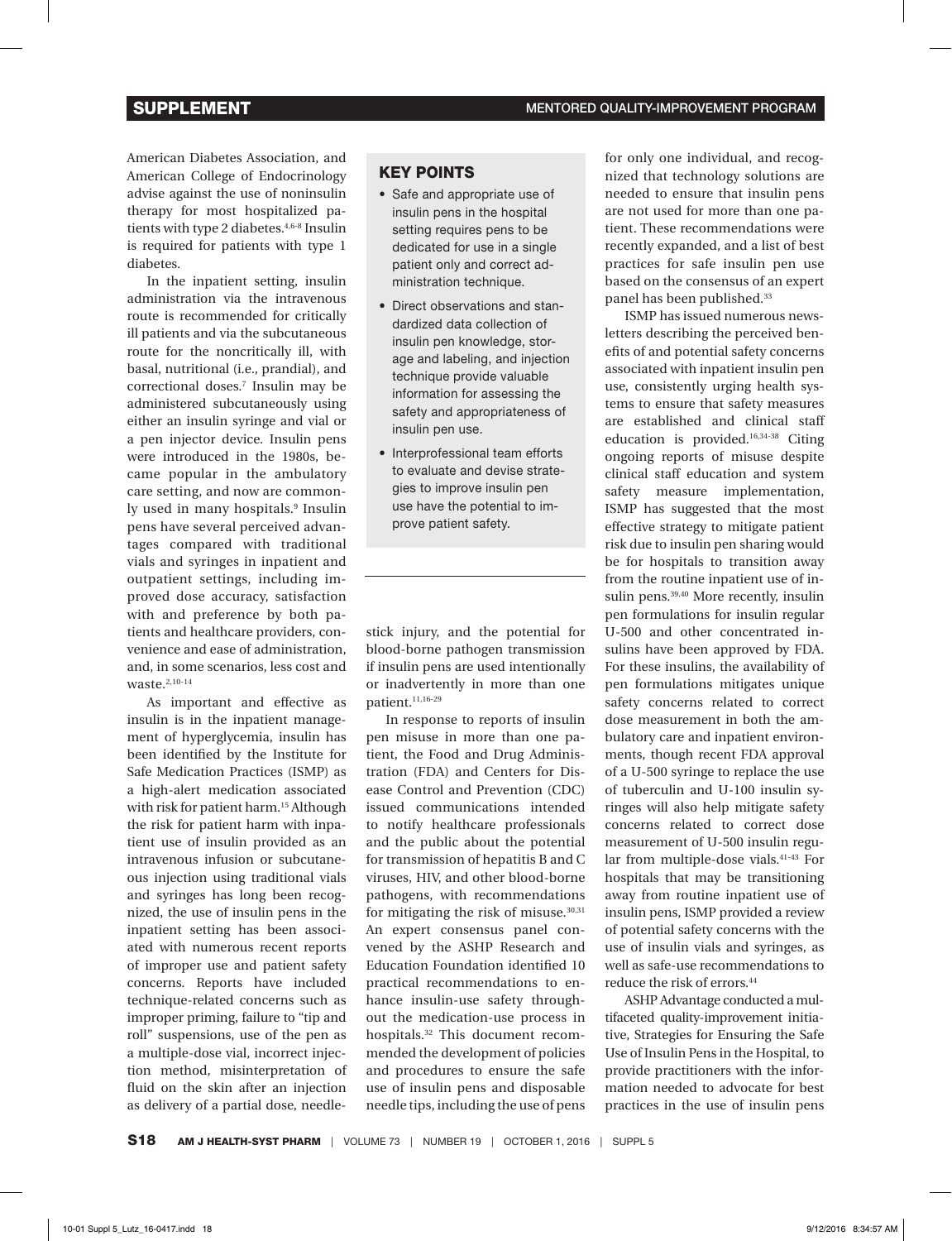American Diabetes Association, and American College of Endocrinology advise against the use of noninsulin therapy for most hospitalized patients with type 2 diabetes.[4,6-8] Insulin is required for patients with type 1 diabetes.

In the inpatient setting, insulin administration via the intravenous route is recommended for critically ill patients and via the subcutaneous route for the noncritically ill, with basal, nutritional (i.e., prandial), and correctional doses.[7] Insulin may be administered subcutaneously using either an insulin syringe and vial or a pen injector device. Insulin pens were introduced in the 1980s, became popular in the ambulatory care setting, and now are commonly used in many hospitals.[9] Insulin pens have several perceived advantages compared with traditional vials and syringes in inpatient and outpatient settings, including improved dose accuracy, satisfaction with and preference by both patients and healthcare providers, convenience and ease of administration, and, in some scenarios, less cost and waste.[2,10-14]

As important and effective as insulin is in the inpatient management of hyperglycemia, insulin has been identified by the Institute for Safe Medication Practices (ISMP) as a high-alert medication associated with risk for patient harm.[15] Although the risk for patient harm with inpatient use of insulin provided as an intravenous infusion or subcutaneous injection using traditional vials and syringes has long been recognized, the use of insulin pens in the inpatient setting has been associated with numerous recent reports of improper use and patient safety concerns. Reports have included technique-related concerns such as improper priming, failure to "tip and roll" suspensions, use of the pen as a multiple-dose vial, incorrect injection method, misinterpretation of fluid on the skin after an injection as delivery of a partial dose, needlestick injury, and the potential for blood-borne pathogen transmission if insulin pens are used intentionally or inadvertently in more than one patient.[11,16-29]

### KEY POINTS

- Safe and appropriate use of insulin pens in the hospital setting requires pens to be dedicated for use in a single patient only and correct administration technique.
- Direct observations and standardized data collection of insulin pen knowledge, storage and labeling, and injection technique provide valuable information for assessing the safety and appropriateness of insulin pen use.
- Interprofessional team efforts to evaluate and devise strategies to improve insulin pen use have the potential to improve patient safety.

In response to reports of insulin pen misuse in more than one patient, the Food and Drug Administration (FDA) and Centers for Disease Control and Prevention (CDC) issued communications intended to notify healthcare professionals and the public about the potential for transmission of hepatitis B and C viruses, HIV, and other blood-borne pathogens, with recommendations for mitigating the risk of misuse.[30,31] An expert consensus panel convened by the ASHP Research and Education Foundation identified 10 practical recommendations to enhance insulin-use safety throughout the medication-use process in hospitals.[32] This document recommended the development of policies and procedures to ensure the safe use of insulin pens and disposable needle tips, including the use of pens for only one individual, and recognized that technology solutions are needed to ensure that insulin pens are not used for more than one patient. These recommendations were recently expanded, and a list of best practices for safe insulin pen use based on the consensus of an expert panel has been published.[33]

ISMP has issued numerous newsletters describing the perceived benefits of and potential safety concerns associated with inpatient insulin pen use, consistently urging health systems to ensure that safety measures are established and clinical staff education is provided.[16,34-38] Citing ongoing reports of misuse despite clinical staff education and system safety measure implementation, ISMP has suggested that the most effective strategy to mitigate patient risk due to insulin pen sharing would be for hospitals to transition away from the routine inpatient use of insulin pens.[39,40] More recently, insulin pen formulations for insulin regular U-500 and other concentrated insulins have been approved by FDA. For these insulins, the availability of pen formulations mitigates unique safety concerns related to correct dose measurement in both the ambulatory care and inpatient environments, though recent FDA approval of a U-500 syringe to replace the use of tuberculin and U-100 insulin syringes will also help mitigate safety concerns related to correct dose measurement of U-500 insulin regular from multiple-dose vials.[41-43] For hospitals that may be transitioning away from routine inpatient use of insulin pens, ISMP provided a review of potential safety concerns with the use of insulin vials and syringes, as well as safe-use recommendations to reduce the risk of errors.[44]

ASHP Advantage conducted a multifaceted quality-improvement initiative, Strategies for Ensuring the Safe Use of Insulin Pens in the Hospital, to provide practitioners with the information needed to advocate for best practices in the use of insulin pens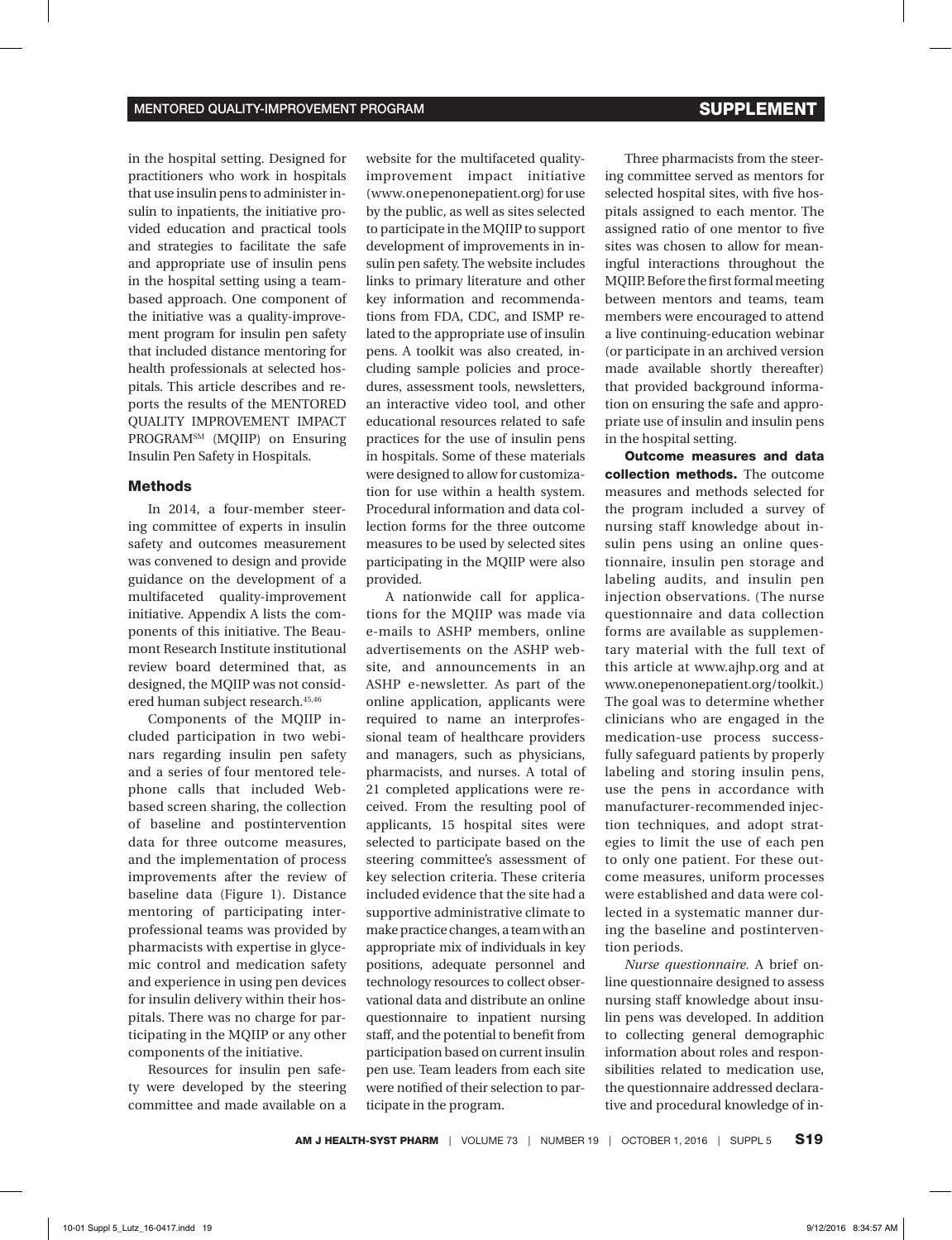in the hospital setting. Designed for practitioners who work in hospitals that use insulin pens to administer insulin to inpatients, the initiative provided education and practical tools and strategies to facilitate the safe and appropriate use of insulin pens in the hospital setting using a team-based approach. One component of the initiative was a quality-improvement program for insulin pen safety that included distance mentoring for health professionals at selected hospitals. This article describes and reports the results of the MENTORED QUALITY IMPROVEMENT IMPACT PROGRAM℠ (MQIIP) on Ensuring Insulin Pen Safety in Hospitals.

## Methods

In 2014, a four-member steering committee of experts in insulin safety and outcomes measurement was convened to design and provide guidance on the development of a multifaceted quality-improvement initiative. Appendix A lists the components of this initiative. The Beaumont Research Institute institutional review board determined that, as designed, the MQIIP was not considered human subject research.[45,46]

Components of the MQIIP included participation in two webinars regarding insulin pen safety and a series of four mentored telephone calls that included Web-based screen sharing, the collection of baseline and postintervention data for three outcome measures, and the implementation of process improvements after the review of baseline data (Figure 1). Distance mentoring of participating interprofessional teams was provided by pharmacists with expertise in glycemic control and medication safety and experience in using pen devices for insulin delivery within their hospitals. There was no charge for participating in the MQIIP or any other components of the initiative.

Resources for insulin pen safety were developed by the steering committee and made available on a website for the multifaceted quality-improvement impact initiative (www.onepenonepatient.org) for use by the public, as well as sites selected to participate in the MQIIP to support development of improvements in insulin pen safety. The website includes links to primary literature and other key information and recommendations from FDA, CDC, and ISMP related to the appropriate use of insulin pens. A toolkit was also created, including sample policies and procedures, assessment tools, newsletters, an interactive video tool, and other educational resources related to safe practices for the use of insulin pens in hospitals. Some of these materials were designed to allow for customization for use within a health system. Procedural information and data collection forms for the three outcome measures to be used by selected sites participating in the MQIIP were also provided.

A nationwide call for applications for the MQIIP was made via e-mails to ASHP members, online advertisements on the ASHP website, and announcements in an ASHP e-newsletter. As part of the online application, applicants were required to name an interprofessional team of healthcare providers and managers, such as physicians, pharmacists, and nurses. A total of 21 completed applications were received. From the resulting pool of applicants, 15 hospital sites were selected to participate based on the steering committee's assessment of key selection criteria. These criteria included evidence that the site had a supportive administrative climate to make practice changes, a team with an appropriate mix of individuals in key positions, adequate personnel and technology resources to collect observational data and distribute an online questionnaire to inpatient nursing staff, and the potential to benefit from participation based on current insulin pen use. Team leaders from each site were notified of their selection to participate in the program.

Three pharmacists from the steering committee served as mentors for selected hospital sites, with five hospitals assigned to each mentor. The assigned ratio of one mentor to five sites was chosen to allow for meaningful interactions throughout the MQIIP. Before the first formal meeting between mentors and teams, team members were encouraged to attend a live continuing-education webinar (or participate in an archived version made available shortly thereafter) that provided background information on ensuring the safe and appropriate use of insulin and insulin pens in the hospital setting.

**Outcome measures and data collection methods.** The outcome measures and methods selected for the program included a survey of nursing staff knowledge about insulin pens using an online questionnaire, insulin pen storage and labeling audits, and insulin pen injection observations. (The nurse questionnaire and data collection forms are available as supplementary material with the full text of this article at www.ajhp.org and at www.onepenonepatient.org/toolkit.) The goal was to determine whether clinicians who are engaged in the medication-use process successfully safeguard patients by properly labeling and storing insulin pens, use the pens in accordance with manufacturer-recommended injection techniques, and adopt strategies to limit the use of each pen to only one patient. For these outcome measures, uniform processes were established and data were collected in a systematic manner during the baseline and postintervention periods.

*Nurse questionnaire.* A brief online questionnaire designed to assess nursing staff knowledge about insulin pens was developed. In addition to collecting general demographic information about roles and responsibilities related to medication use, the questionnaire addressed declarative and procedural knowledge of in-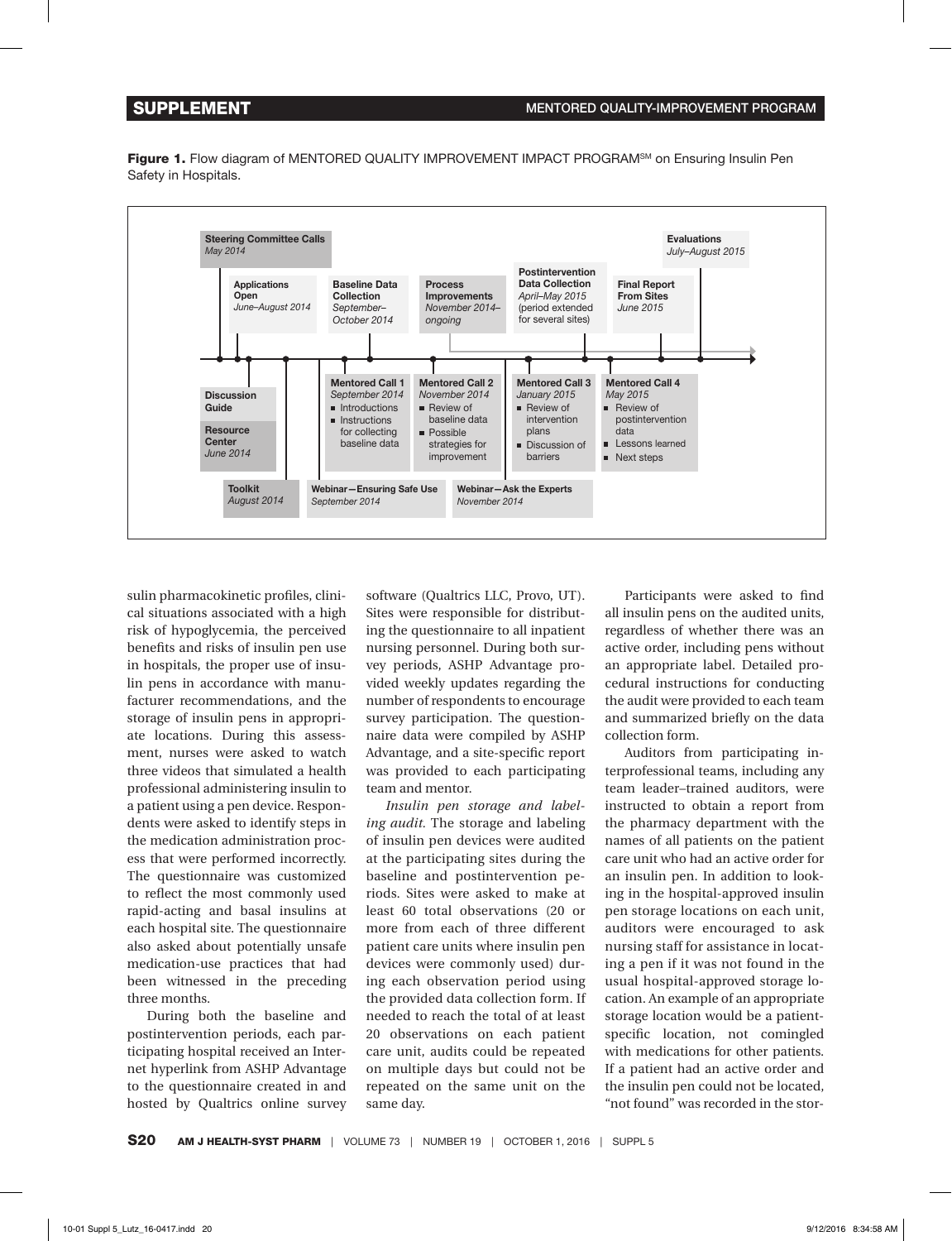**Figure 1.** Flow diagram of MENTORED QUALITY IMPROVEMENT IMPACT PROGRAM[SM] on Ensuring Insulin Pen Safety in Hospitals.

**Steering Committee Calls**
*May 2014*

**Applications Open**
*June–August 2014*

**Baseline Data Collection**
*September–October 2014*

**Process Improvements**
*November 2014–ongoing*

**Postintervention Data Collection**
*April–May 2015*
(period extended for several sites)

**Final Report From Sites**
*June 2015*

**Evaluations**
*July–August 2015*

**Discussion Guide**

**Resource Center**
*June 2014*

**Toolkit**
*August 2014*

**Mentored Call 1**
*September 2014*
- Introductions
- Instructions for collecting baseline data

**Mentored Call 2**
*November 2014*
- Review of baseline data
- Possible strategies for improvement

**Mentored Call 3**
*January 2015*
- Review of intervention plans
- Discussion of barriers

**Mentored Call 4**
*May 2015*
- Review of postintervention data
- Lessons learned
- Next steps

**Webinar—Ensuring Safe Use**
*September 2014*

**Webinar—Ask the Experts**
*November 2014*

sulin pharmacokinetic profiles, clinical situations associated with a high risk of hypoglycemia, the perceived benefits and risks of insulin pen use in hospitals, the proper use of insulin pens in accordance with manufacturer recommendations, and the storage of insulin pens in appropriate locations. During this assessment, nurses were asked to watch three videos that simulated a health professional administering insulin to a patient using a pen device. Respondents were asked to identify steps in the medication administration process that were performed incorrectly. The questionnaire was customized to reflect the most commonly used rapid-acting and basal insulins at each hospital site. The questionnaire also asked about potentially unsafe medication-use practices that had been witnessed in the preceding three months.

During both the baseline and postintervention periods, each participating hospital received an Internet hyperlink from ASHP Advantage to the questionnaire created in and hosted by Qualtrics online survey software (Qualtrics LLC, Provo, UT). Sites were responsible for distributing the questionnaire to all inpatient nursing personnel. During both survey periods, ASHP Advantage provided weekly updates regarding the number of respondents to encourage survey participation. The questionnaire data were compiled by ASHP Advantage, and a site-specific report was provided to each participating team and mentor.

*Insulin pen storage and labeling audit.* The storage and labeling of insulin pen devices were audited at the participating sites during the baseline and postintervention periods. Sites were asked to make at least 60 total observations (20 or more from each of three different patient care units where insulin pen devices were commonly used) during each observation period using the provided data collection form. If needed to reach the total of at least 20 observations on each patient care unit, audits could be repeated on multiple days but could not be repeated on the same unit on the same day.

Participants were asked to find all insulin pens on the audited units, regardless of whether there was an active order, including pens without an appropriate label. Detailed procedural instructions for conducting the audit were provided to each team and summarized briefly on the data collection form.

Auditors from participating interprofessional teams, including any team leader–trained auditors, were instructed to obtain a report from the pharmacy department with the names of all patients on the patient care unit who had an active order for an insulin pen. In addition to looking in the hospital-approved insulin pen storage locations on each unit, auditors were encouraged to ask nursing staff for assistance in locating a pen if it was not found in the usual hospital-approved storage location. An example of an appropriate storage location would be a patient-specific location, not comingled with medications for other patients. If a patient had an active order and the insulin pen could not be located, "not found" was recorded in the stor-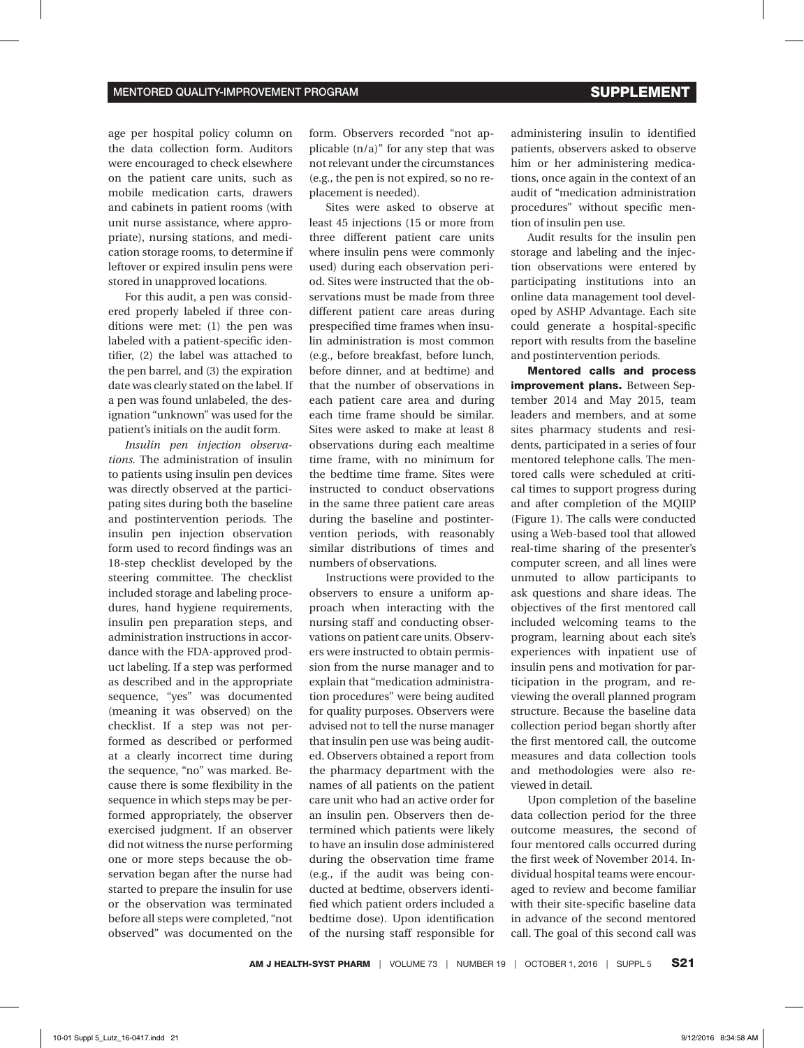age per hospital policy column on the data collection form. Auditors were encouraged to check elsewhere on the patient care units, such as mobile medication carts, drawers and cabinets in patient rooms (with unit nurse assistance, where appropriate), nursing stations, and medication storage rooms, to determine if leftover or expired insulin pens were stored in unapproved locations.

For this audit, a pen was considered properly labeled if three conditions were met: (1) the pen was labeled with a patient-specific identifier, (2) the label was attached to the pen barrel, and (3) the expiration date was clearly stated on the label. If a pen was found unlabeled, the designation "unknown" was used for the patient's initials on the audit form.

*Insulin pen injection observations.* The administration of insulin to patients using insulin pen devices was directly observed at the participating sites during both the baseline and postintervention periods. The insulin pen injection observation form used to record findings was an 18-step checklist developed by the steering committee. The checklist included storage and labeling procedures, hand hygiene requirements, insulin pen preparation steps, and administration instructions in accordance with the FDA-approved product labeling. If a step was performed as described and in the appropriate sequence, "yes" was documented (meaning it was observed) on the checklist. If a step was not performed as described or performed at a clearly incorrect time during the sequence, "no" was marked. Because there is some flexibility in the sequence in which steps may be performed appropriately, the observer exercised judgment. If an observer did not witness the nurse performing one or more steps because the observation began after the nurse had started to prepare the insulin for use or the observation was terminated before all steps were completed, "not observed" was documented on the form. Observers recorded "not applicable (n/a)" for any step that was not relevant under the circumstances (e.g., the pen is not expired, so no replacement is needed).

Sites were asked to observe at least 45 injections (15 or more from three different patient care units where insulin pens were commonly used) during each observation period. Sites were instructed that the observations must be made from three different patient care areas during prespecified time frames when insulin administration is most common (e.g., before breakfast, before lunch, before dinner, and at bedtime) and that the number of observations in each patient care area and during each time frame should be similar. Sites were asked to make at least 8 observations during each mealtime time frame, with no minimum for the bedtime time frame. Sites were instructed to conduct observations in the same three patient care areas during the baseline and postintervention periods, with reasonably similar distributions of times and numbers of observations.

Instructions were provided to the observers to ensure a uniform approach when interacting with the nursing staff and conducting observations on patient care units. Observers were instructed to obtain permission from the nurse manager and to explain that "medication administration procedures" were being audited for quality purposes. Observers were advised not to tell the nurse manager that insulin pen use was being audited. Observers obtained a report from the pharmacy department with the names of all patients on the patient care unit who had an active order for an insulin pen. Observers then determined which patients were likely to have an insulin dose administered during the observation time frame (e.g., if the audit was being conducted at bedtime, observers identified which patient orders included a bedtime dose). Upon identification of the nursing staff responsible for administering insulin to identified patients, observers asked to observe him or her administering medications, once again in the context of an audit of "medication administration procedures" without specific mention of insulin pen use.

Audit results for the insulin pen storage and labeling and the injection observations were entered by participating institutions into an online data management tool developed by ASHP Advantage. Each site could generate a hospital-specific report with results from the baseline and postintervention periods.

**Mentored calls and process improvement plans.** Between September 2014 and May 2015, team leaders and members, and at some sites pharmacy students and residents, participated in a series of four mentored telephone calls. The mentored calls were scheduled at critical times to support progress during and after completion of the MQIIP (Figure 1). The calls were conducted using a Web-based tool that allowed real-time sharing of the presenter's computer screen, and all lines were unmuted to allow participants to ask questions and share ideas. The objectives of the first mentored call included welcoming teams to the program, learning about each site's experiences with inpatient use of insulin pens and motivation for participation in the program, and reviewing the overall planned program structure. Because the baseline data collection period began shortly after the first mentored call, the outcome measures and data collection tools and methodologies were also reviewed in detail.

Upon completion of the baseline data collection period for the three outcome measures, the second of four mentored calls occurred during the first week of November 2014. Individual hospital teams were encouraged to review and become familiar with their site-specific baseline data in advance of the second mentored call. The goal of this second call was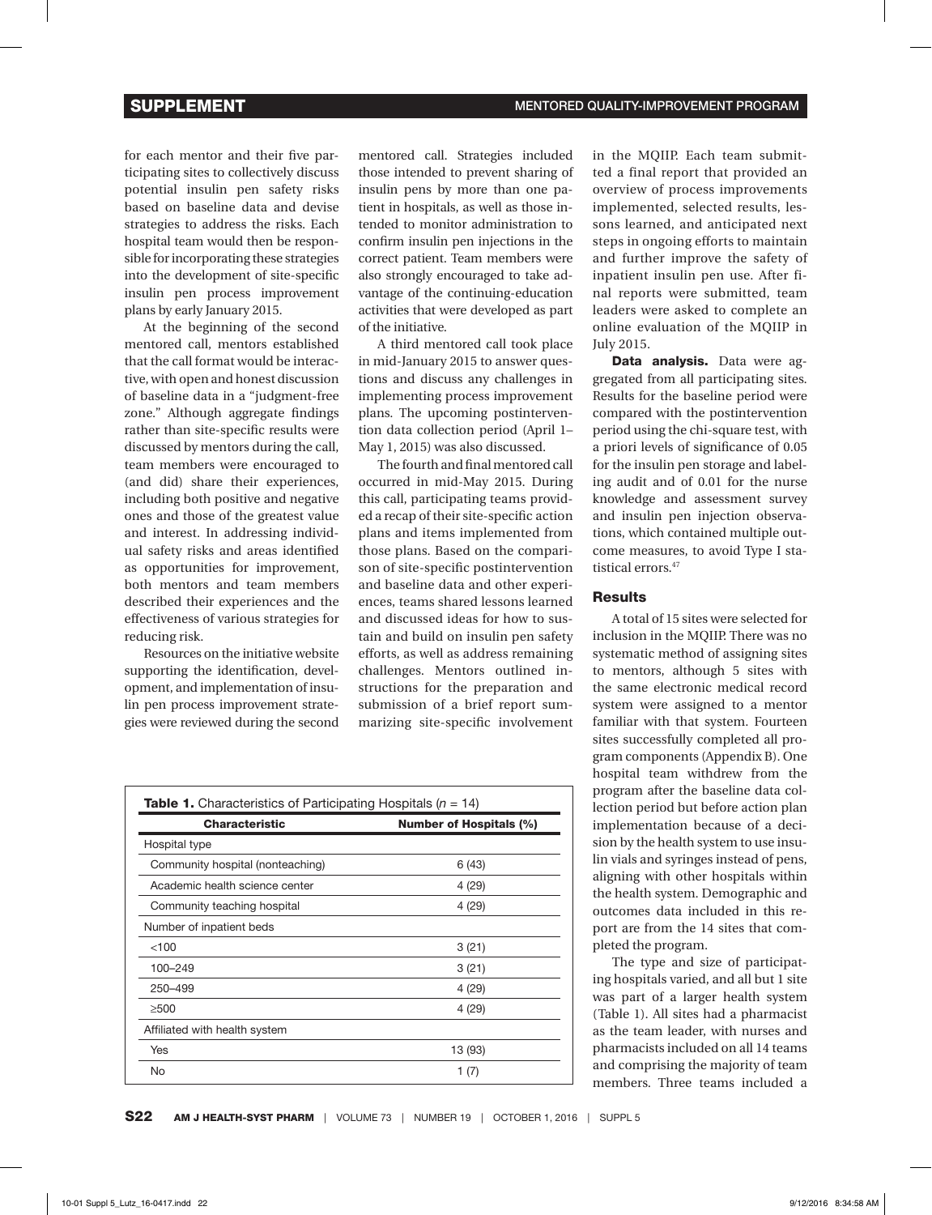for each mentor and their five participating sites to collectively discuss potential insulin pen safety risks based on baseline data and devise strategies to address the risks. Each hospital team would then be responsible for incorporating these strategies into the development of site-specific insulin pen process improvement plans by early January 2015.

At the beginning of the second mentored call, mentors established that the call format would be interactive, with open and honest discussion of baseline data in a "judgment-free zone." Although aggregate findings rather than site-specific results were discussed by mentors during the call, team members were encouraged to (and did) share their experiences, including both positive and negative ones and those of the greatest value and interest. In addressing individual safety risks and areas identified as opportunities for improvement, both mentors and team members described their experiences and the effectiveness of various strategies for reducing risk.

Resources on the initiative website supporting the identification, development, and implementation of insulin pen process improvement strategies were reviewed during the second mentored call. Strategies included those intended to prevent sharing of insulin pens by more than one patient in hospitals, as well as those intended to monitor administration to confirm insulin pen injections in the correct patient. Team members were also strongly encouraged to take advantage of the continuing-education activities that were developed as part of the initiative.

A third mentored call took place in mid-January 2015 to answer questions and discuss any challenges in implementing process improvement plans. The upcoming postintervention data collection period (April 1–May 1, 2015) was also discussed.

The fourth and final mentored call occurred in mid-May 2015. During this call, participating teams provided a recap of their site-specific action plans and items implemented from those plans. Based on the comparison of site-specific postintervention and baseline data and other experiences, teams shared lessons learned and discussed ideas for how to sustain and build on insulin pen safety efforts, as well as address remaining challenges. Mentors outlined instructions for the preparation and submission of a brief report summarizing site-specific involvement in the MQIIP. Each team submitted a final report that provided an overview of process improvements implemented, selected results, lessons learned, and anticipated next steps in ongoing efforts to maintain and further improve the safety of inpatient insulin pen use. After final reports were submitted, team leaders were asked to complete an online evaluation of the MQIIP in July 2015.

**Data analysis.** Data were aggregated from all participating sites. Results for the baseline period were compared with the postintervention period using the chi-square test, with a priori levels of significance of 0.05 for the insulin pen storage and labeling audit and of 0.01 for the nurse knowledge and assessment survey and insulin pen injection observations, which contained multiple outcome measures, to avoid Type I statistical errors.[47]

### Results

A total of 15 sites were selected for inclusion in the MQIIP. There was no systematic method of assigning sites to mentors, although 5 sites with the same electronic medical record system were assigned to a mentor familiar with that system. Fourteen sites successfully completed all program components (Appendix B). One hospital team withdrew from the program after the baseline data collection period but before action plan implementation because of a decision by the health system to use insulin vials and syringes instead of pens, aligning with other hospitals within the health system. Demographic and outcomes data included in this report are from the 14 sites that completed the program.

The type and size of participating hospitals varied, and all but 1 site was part of a larger health system (Table 1). All sites had a pharmacist as the team leader, with nurses and pharmacists included on all 14 teams and comprising the majority of team members. Three teams included a

**Table 1.** Characteristics of Participating Hospitals (*n* = 14)

| Characteristic | Number of Hospitals (%) |
|---|---|
| Hospital type | |
| Community hospital (nonteaching) | 6 (43) |
| Academic health science center | 4 (29) |
| Community teaching hospital | 4 (29) |
| Number of inpatient beds | |
| <100 | 3 (21) |
| 100–249 | 3 (21) |
| 250–499 | 4 (29) |
| ≥500 | 4 (29) |
| Affiliated with health system | |
| Yes | 13 (93) |
| No | 1 (7) |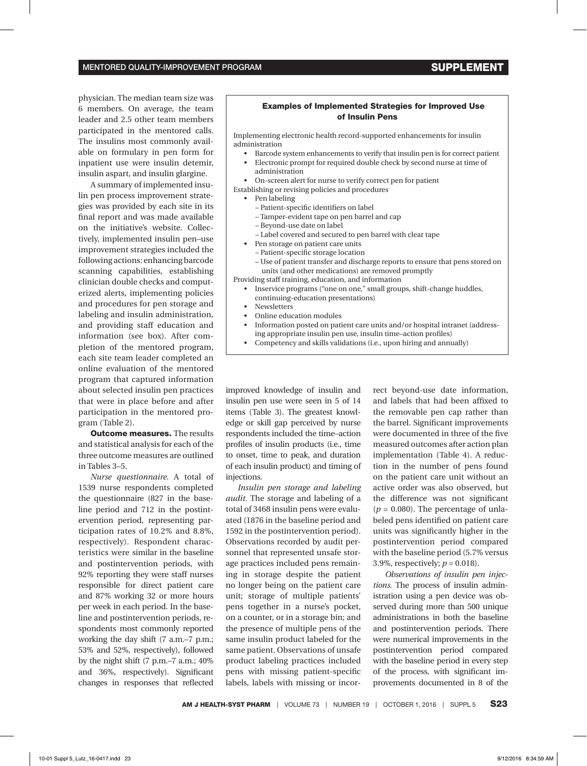physician. The median team size was 6 members. On average, the team leader and 2.5 other team members participated in the mentored calls. The insulins most commonly available on formulary in pen form for inpatient use were insulin detemir, insulin aspart, and insulin glargine.

A summary of implemented insulin pen process improvement strategies was provided by each site in its final report and was made available on the initiative's website. Collectively, implemented insulin pen–use improvement strategies included the following actions: enhancing barcode scanning capabilities, establishing clinician double checks and computerized alerts, implementing policies and procedures for pen storage and labeling and insulin administration, and providing staff education and information (see box). After completion of the mentored program, each site team leader completed an online evaluation of the mentored program that captured information about selected insulin pen practices that were in place before and after participation in the mentored program (Table 2).

> **Examples of Implemented Strategies for Improved Use of Insulin Pens**
>
> Implementing electronic health record-supported enhancements for insulin administration
> - Barcode system enhancements to verify that insulin pen is for correct patient
> - Electronic prompt for required double check by second nurse at time of administration
> - On-screen alert for nurse to verify correct pen for patient
>
> Establishing or revising policies and procedures
> - Pen labeling
>   - Patient-specific identifiers on label
>   - Tamper-evident tape on pen barrel and cap
>   - Beyond-use date on label
>   - Label covered and secured to pen barrel with clear tape
> - Pen storage on patient care units
>   - Patient-specific storage location
>   - Use of patient transfer and discharge reports to ensure that pens stored on units (and other medications) are removed promptly
>
> Providing staff training, education, and information
> - Inservice programs ("one on one," small groups, shift-change huddles, continuing-education presentations)
> - Newsletters
> - Online education modules
> - Information posted on patient care units and/or hospital intranet (addressing appropriate insulin pen use, insulin time–action profiles)
> - Competency and skills validations (i.e., upon hiring and annually)

**Outcome measures.** The results and statistical analysis for each of the three outcome measures are outlined in Tables 3–5.

*Nurse questionnaire.* A total of 1539 nurse respondents completed the questionnaire (827 in the baseline period and 712 in the postintervention period, representing participation rates of 10.2% and 8.8%, respectively). Respondent characteristics were similar in the baseline and postintervention periods, with 92% reporting they were staff nurses responsible for direct patient care and 87% working 32 or more hours per week in each period. In the baseline and postintervention periods, respondents most commonly reported working the day shift (7 a.m.–7 p.m.; 53% and 52%, respectively), followed by the night shift (7 p.m.–7 a.m.; 40% and 36%, respectively). Significant changes in responses that reflected improved knowledge of insulin and insulin pen use were seen in 5 of 14 items (Table 3). The greatest knowledge or skill gap perceived by nurse respondents included the time–action profiles of insulin products (i.e., time to onset, time to peak, and duration of each insulin product) and timing of injections.

*Insulin pen storage and labeling audit.* The storage and labeling of a total of 3468 insulin pens were evaluated (1876 in the baseline period and 1592 in the postintervention period). Observations recorded by audit personnel that represented unsafe storage practices included pens remaining in storage despite the patient no longer being on the patient care unit; storage of multiple patients' pens together in a nurse's pocket, on a counter, or in a storage bin; and the presence of multiple pens of the same insulin product labeled for the same patient. Observations of unsafe product labeling practices included pens with missing patient-specific labels, labels with missing or incorrect beyond-use date information, and labels that had been affixed to the removable pen cap rather than the barrel. Significant improvements were documented in three of the five measured outcomes after action plan implementation (Table 4). A reduction in the number of pens found on the patient care unit without an active order was also observed, but the difference was not significant ($p = 0.080$). The percentage of unlabeled pens identified on patient care units was significantly higher in the postintervention period compared with the baseline period (5.7% versus 3.9%, respectively; $p = 0.018$).

*Observations of insulin pen injections.* The process of insulin administration using a pen device was observed during more than 500 unique administrations in both the baseline and postintervention periods. There were numerical improvements in the postintervention period compared with the baseline period in every step of the process, with significant improvements documented in 8 of the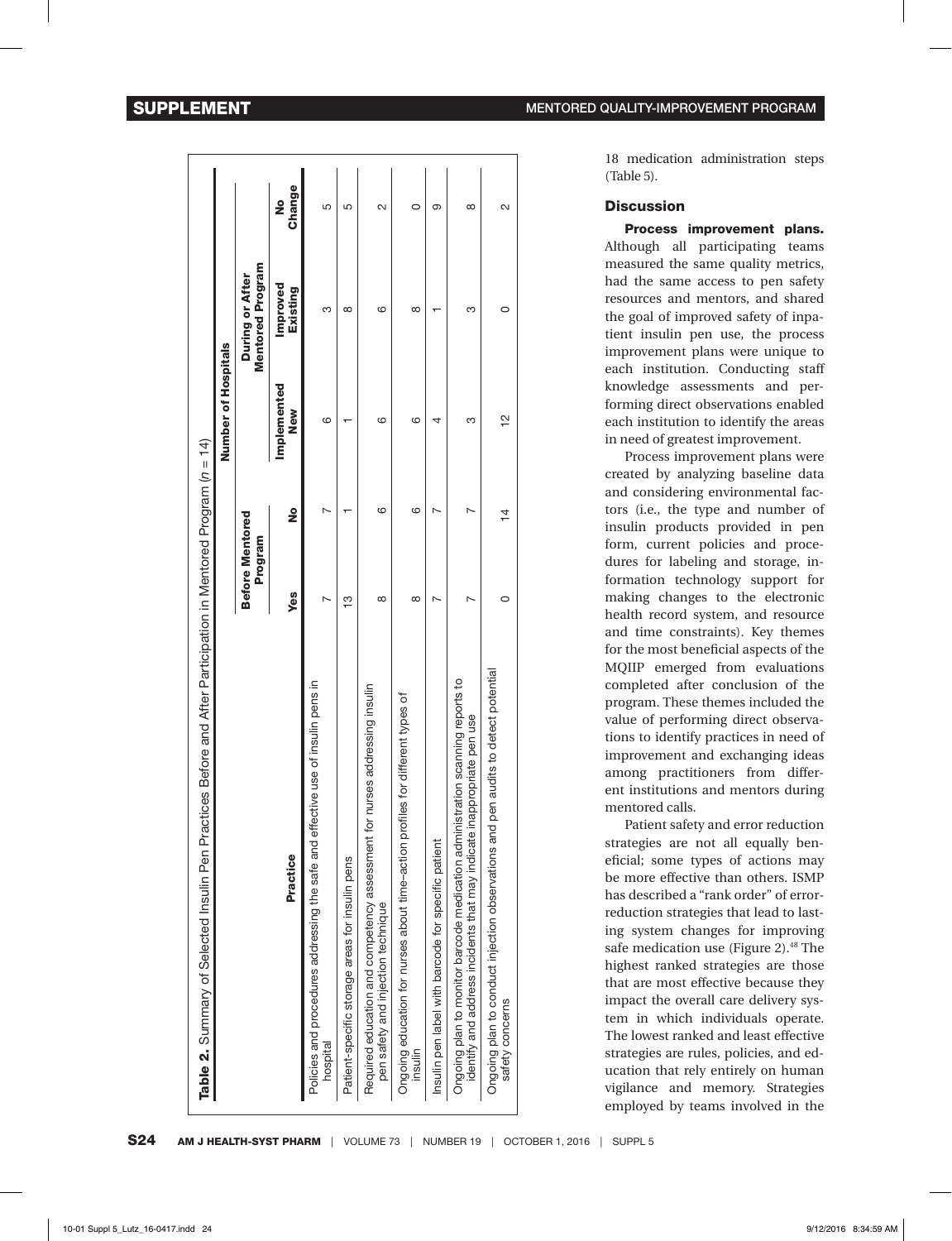**Table 2.** Summary of Selected Insulin Pen Practices Before and After Participation in Mentored Program ($n$ = 14)

| Practice | Number of Hospitals | | | | |
|---|---|---|---|---|---|
| | Before Mentored Program | | During or After Mentored Program | | |
| | Yes | No | Implemented New | Improved Existing | No Change |
| Policies and procedures addressing the safe and effective use of insulin pens in hospital | 7 | 7 | 6 | 3 | 5 |
| Patient-specific storage areas for insulin pens | 13 | 1 | 1 | 8 | 5 |
| Required education and competency assessment for nurses addressing insulin pen safety and injection technique | 8 | 6 | 6 | 6 | 2 |
| Ongoing education for nurses about time–action profiles for different types of insulin | 8 | 6 | 6 | 8 | 0 |
| Insulin pen label with barcode for specific patient | 7 | 7 | 4 | 1 | 9 |
| Ongoing plan to monitor barcode medication administration scanning reports to identify and address incidents that may indicate inappropriate pen use | 7 | 7 | 3 | 3 | 8 |
| Ongoing plan to conduct injection observations and pen audits to detect potential safety concerns | 0 | 14 | 12 | 0 | 2 |

18 medication administration steps (Table 5).

## Discussion

**Process improvement plans.** Although all participating teams measured the same quality metrics, had the same access to pen safety resources and mentors, and shared the goal of improved safety of inpatient insulin pen use, the process improvement plans were unique to each institution. Conducting staff knowledge assessments and performing direct observations enabled each institution to identify the areas in need of greatest improvement.

Process improvement plans were created by analyzing baseline data and considering environmental factors (i.e., the type and number of insulin products provided in pen form, current policies and procedures for labeling and storage, information technology support for making changes to the electronic health record system, and resource and time constraints). Key themes for the most beneficial aspects of the MQIIP emerged from evaluations completed after conclusion of the program. These themes included the value of performing direct observations to identify practices in need of improvement and exchanging ideas among practitioners from different institutions and mentors during mentored calls.

Patient safety and error reduction strategies are not all equally beneficial; some types of actions may be more effective than others. ISMP has described a "rank order" of error-reduction strategies that lead to lasting system changes for improving safe medication use (Figure 2).[48] The highest ranked strategies are those that are most effective because they impact the overall care delivery system in which individuals operate. The lowest ranked and least effective strategies are rules, policies, and education that rely entirely on human vigilance and memory. Strategies employed by teams involved in the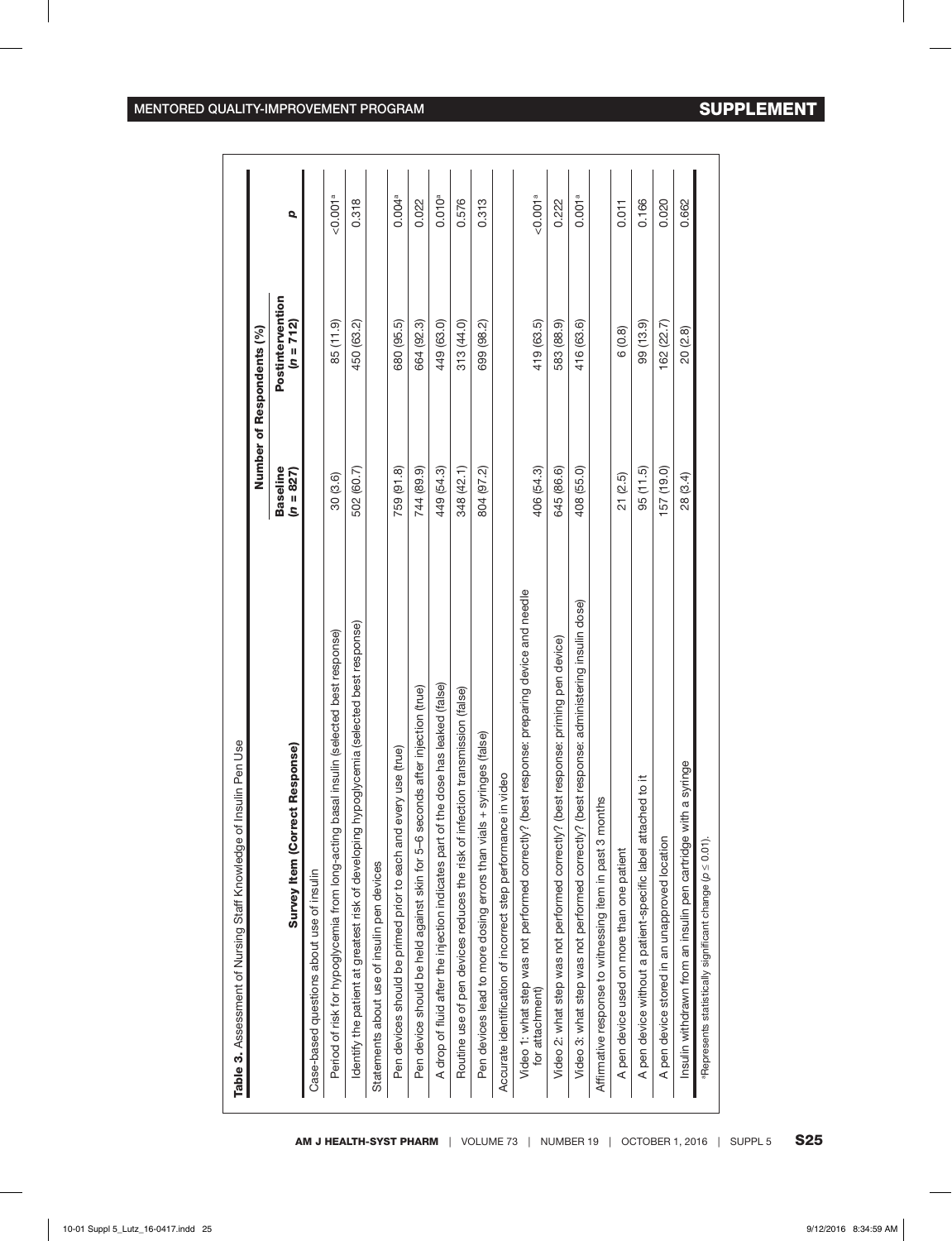**Table 3.** Assessment of Nursing Staff Knowledge of Insulin Pen Use

| Survey Item (Correct Response) | Number of Respondents (%) | | $p$ |
|---|---|---|---|
| | Baseline ($n$ = 827) | Postintervention ($n$ = 712) | |
| Case-based questions about use of insulin | | | |
| Period of risk for hypoglycemia from long-acting basal insulin (selected best response) | 30 (3.6) | 85 (11.9) | <0.001[a] |
| Identify the patient at greatest risk of developing hypoglycemia (selected best response) | 502 (60.7) | 450 (63.2) | 0.318 |
| Statements about use of insulin pen devices | | | |
| Pen devices should be primed prior to each and every use (true) | 759 (91.8) | 680 (95.5) | 0.004[a] |
| Pen device should be held against skin for 5–6 seconds after injection (true) | 744 (89.9) | 664 (92.3) | 0.022 |
| A drop of fluid after the injection indicates part of the dose has leaked (false) | 449 (54.3) | 449 (63.0) | 0.010[a] |
| Routine use of pen devices reduces the risk of infection transmission (false) | 348 (42.1) | 313 (44.0) | 0.576 |
| Pen devices lead to more dosing errors than vials + syringes (false) | 804 (97.2) | 699 (98.2) | 0.313 |
| Accurate identification of incorrect step performance in video | | | |
| Video 1: what step was not performed correctly? (best response: preparing device and needle for attachment) | 406 (54.3) | 419 (63.5) | <0.001[a] |
| Video 2: what step was not performed correctly? (best response: priming pen device) | 645 (86.6) | 583 (88.9) | 0.222 |
| Video 3: what step was not performed correctly? (best response: administering insulin dose) | 408 (55.0) | 416 (63.6) | 0.001[a] |
| Affirmative response to witnessing item in past 3 months | | | |
| A pen device used on more than one patient | 21 (2.5) | 6 (0.8) | 0.011 |
| A pen device without a patient-specific label attached to it | 95 (11.5) | 99 (13.9) | 0.166 |
| A pen device stored in an unapproved location | 157 (19.0) | 162 (22.7) | 0.020 |
| Insulin withdrawn from an insulin pen cartridge with a syringe | 28 (3.4) | 20 (2.8) | 0.662 |

[a]Represents statistically significant change ($p \leq 0.01$).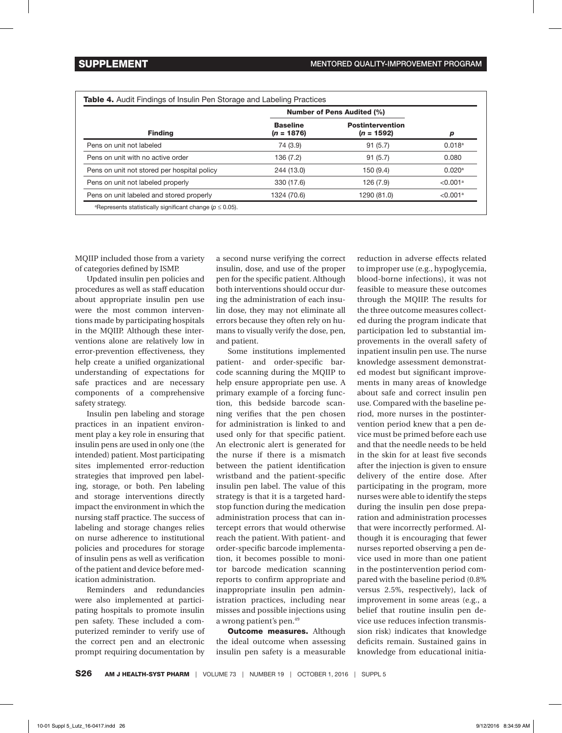**Table 4.** Audit Findings of Insulin Pen Storage and Labeling Practices

| Finding | Number of Pens Audited (%) | | $p$ |
|---|---|---|---|
| | Baseline ($n$ = 1876) | Postintervention ($n$ = 1592) | |
| Pens on unit not labeled | 74 (3.9) | 91 (5.7) | 0.018[a] |
| Pens on unit with no active order | 136 (7.2) | 91 (5.7) | 0.080 |
| Pens on unit not stored per hospital policy | 244 (13.0) | 150 (9.4) | 0.020[a] |
| Pens on unit not labeled properly | 330 (17.6) | 126 (7.9) | <0.001[a] |
| Pens on unit labeled and stored properly | 1324 (70.6) | 1290 (81.0) | <0.001[a] |

[a]Represents statistically significant change ($p \leq 0.05$).

MQIIP included those from a variety of categories defined by ISMP.

Updated insulin pen policies and procedures as well as staff education about appropriate insulin pen use were the most common interventions made by participating hospitals in the MQIIP. Although these interventions alone are relatively low in error-prevention effectiveness, they help create a unified organizational understanding of expectations for safe practices and are necessary components of a comprehensive safety strategy.

Insulin pen labeling and storage practices in an inpatient environment play a key role in ensuring that insulin pens are used in only one (the intended) patient. Most participating sites implemented error-reduction strategies that improved pen labeling, storage, or both. Pen labeling and storage interventions directly impact the environment in which the nursing staff practice. The success of labeling and storage changes relies on nurse adherence to institutional policies and procedures for storage of insulin pens as well as verification of the patient and device before medication administration.

Reminders and redundancies were also implemented at participating hospitals to promote insulin pen safety. These included a computerized reminder to verify use of the correct pen and an electronic prompt requiring documentation by a second nurse verifying the correct insulin, dose, and use of the proper pen for the specific patient. Although both interventions should occur during the administration of each insulin dose, they may not eliminate all errors because they often rely on humans to visually verify the dose, pen, and patient.

Some institutions implemented patient- and order-specific barcode scanning during the MQIIP to help ensure appropriate pen use. A primary example of a forcing function, this bedside barcode scanning verifies that the pen chosen for administration is linked to and used only for that specific patient. An electronic alert is generated for the nurse if there is a mismatch between the patient identification wristband and the patient-specific insulin pen label. The value of this strategy is that it is a targeted hard-stop function during the medication administration process that can intercept errors that would otherwise reach the patient. With patient- and order-specific barcode implementation, it becomes possible to monitor barcode medication scanning reports to confirm appropriate and inappropriate insulin pen administration practices, including near misses and possible injections using a wrong patient's pen.[49]

**Outcome measures.** Although the ideal outcome when assessing insulin pen safety is a measurable reduction in adverse effects related to improper use (e.g., hypoglycemia, blood-borne infections), it was not feasible to measure these outcomes through the MQIIP. The results for the three outcome measures collected during the program indicate that participation led to substantial improvements in the overall safety of inpatient insulin pen use. The nurse knowledge assessment demonstrated modest but significant improvements in many areas of knowledge about safe and correct insulin pen use. Compared with the baseline period, more nurses in the postintervention period knew that a pen device must be primed before each use and that the needle needs to be held in the skin for at least five seconds after the injection is given to ensure delivery of the entire dose. After participating in the program, more nurses were able to identify the steps during the insulin pen dose preparation and administration processes that were incorrectly performed. Although it is encouraging that fewer nurses reported observing a pen device used in more than one patient in the postintervention period compared with the baseline period (0.8% versus 2.5%, respectively), lack of improvement in some areas (e.g., a belief that routine insulin pen device use reduces infection transmission risk) indicates that knowledge deficits remain. Sustained gains in knowledge from educational initia-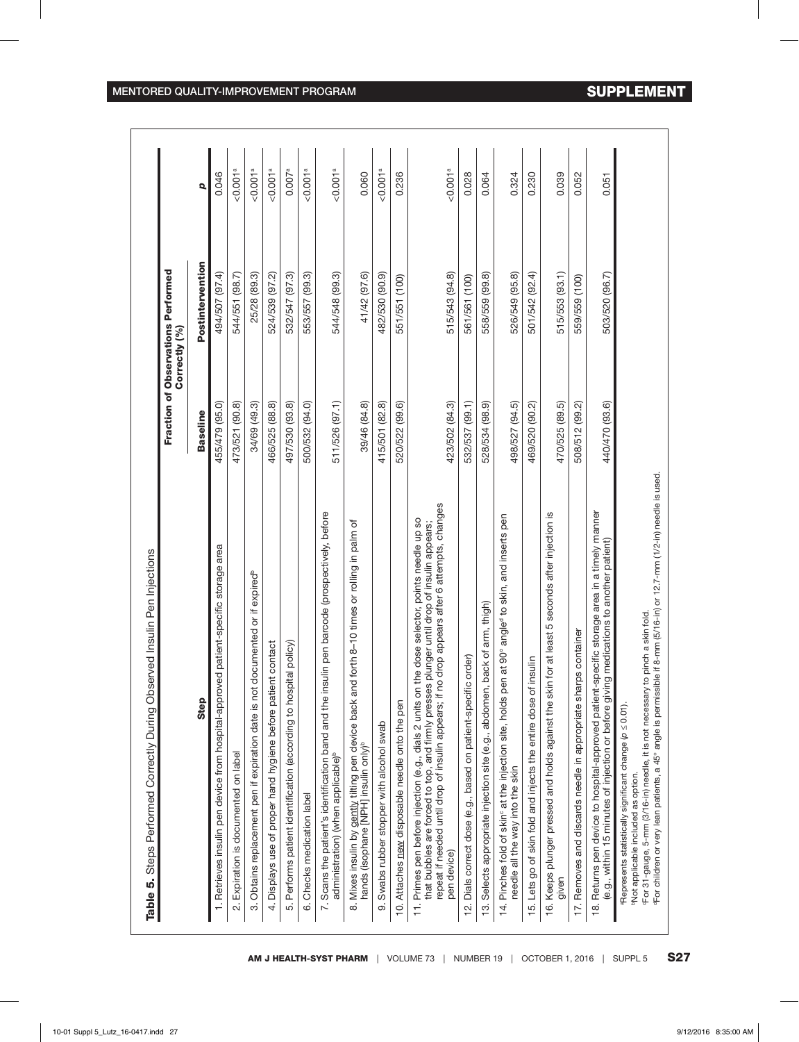**Table 5.** Steps Performed Correctly During Observed Insulin Pen Injections

| Step | Fraction of Observations Performed Correctly (%) | | |
|---|---|---|---|
| | Baseline | Postintervention | p |
| 1. Retrieves insulin pen device from hospital-approved patient-specific storage area | 455/479 (95.0) | 494/507 (97.4) | 0.046 |
| 2. Expiration is documented on label | 473/521 (90.8) | 544/551 (98.7) | <0.001[a] |
| 3. Obtains replacement pen if expiration date is not documented or if expired[b] | 34/69 (49.3) | 25/28 (89.3) | <0.001[a] |
| 4. Displays use of proper hand hygiene before patient contact | 466/525 (88.8) | 524/539 (97.2) | <0.001[a] |
| 5. Performs patient identification (according to hospital policy) | 497/530 (93.8) | 532/547 (97.3) | 0.007[a] |
| 6. Checks medication label | 500/532 (94.0) | 553/557 (99.3) | <0.001[a] |
| 7. Scans the patient's identification band and the insulin pen barcode (prospectively, before administration) (when applicable)[b] | 511/526 (97.1) | 544/548 (99.3) | <0.001[a] |
| 8. Mixes insulin by gently tilting pen device back and forth 8–10 times or rolling in palm of hands (isophane [NPH] insulin only)[b] | 39/46 (84.8) | 41/42 (97.6) | 0.060 |
| 9. Swabs rubber stopper with alcohol swab | 415/501 (82.8) | 482/530 (90.9) | <0.001[a] |
| 10. Attaches new disposable needle onto the pen | 520/522 (99.6) | 551/551 (100) | 0.236 |
| 11. Primes pen before injection (e.g., dials 2 units on the dose selector, points needle up so that bubbles are forced to top, and firmly presses plunger until drop of insulin appears; repeat if needed until drop of insulin appears; if no drop appears after 6 attempts, changes pen device) | 423/502 (84.3) | 515/543 (94.8) | <0.001[a] |
| 12. Dials correct dose (e.g., based on patient-specific order) | 532/537 (99.1) | 561/561 (100) | 0.028 |
| 13. Selects appropriate injection site (e.g., abdomen, back of arm, thigh) | 528/534 (98.9) | 558/559 (99.8) | 0.064 |
| 14. Pinches fold of skin[c] at the injection site, holds pen at 90° angle[d] to skin, and inserts pen needle all the way into the skin | 498/527 (94.5) | 526/549 (95.8) | 0.324 |
| 15. Lets go of skin fold and injects the entire dose of insulin | 469/520 (90.2) | 501/542 (92.4) | 0.230 |
| 16. Keeps plunger pressed and holds against the skin for at least 5 seconds after injection is given | 470/525 (89.5) | 515/553 (93.1) | 0.039 |
| 17. Removes and discards needle in appropriate sharps container | 508/512 (99.2) | 559/559 (100) | 0.052 |
| 18. Returns pen device to hospital-approved patient-specific storage area in a timely manner (e.g., within 15 minutes of injection or before giving medications to another patient) | 440/470 (93.6) | 503/520 (96.7) | 0.051 |

[a]Represents statistically significant change ($p \leq 0.01$).
[b]Not applicable included as option.
[c]For 31-gauge, 5-mm (3/16-in) needle, it is not necessary to pinch a skin fold.
[d]For children or very lean patients, a 45° angle is permissible if 8-mm (5/16-in) or 12.7-mm (1/2-in) needle is used.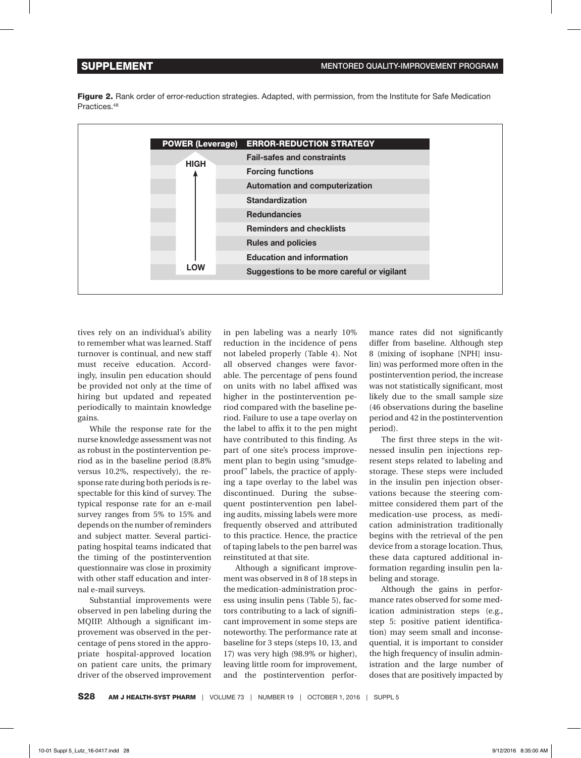**Figure 2.** Rank order of error-reduction strategies. Adapted, with permission, from the Institute for Safe Medication Practices.[48]

| POWER (Leverage) | ERROR-REDUCTION STRATEGY |
|---|---|
| HIGH | Fail-safes and constraints |
| ↑ | Forcing functions |
| | Automation and computerization |
| | Standardization |
| | Redundancies |
| | Reminders and checklists |
| | Rules and policies |
| | Education and information |
| LOW | Suggestions to be more careful or vigilant |

tives rely on an individual's ability to remember what was learned. Staff turnover is continual, and new staff must receive education. Accordingly, insulin pen education should be provided not only at the time of hiring but updated and repeated periodically to maintain knowledge gains.

While the response rate for the nurse knowledge assessment was not as robust in the postintervention period as in the baseline period (8.8% versus 10.2%, respectively), the response rate during both periods is respectable for this kind of survey. The typical response rate for an e-mail survey ranges from 5% to 15% and depends on the number of reminders and subject matter. Several participating hospital teams indicated that the timing of the postintervention questionnaire was close in proximity with other staff education and internal e-mail surveys.

Substantial improvements were observed in pen labeling during the MQIIP. Although a significant improvement was observed in the percentage of pens stored in the appropriate hospital-approved location on patient care units, the primary driver of the observed improvement in pen labeling was a nearly 10% reduction in the incidence of pens not labeled properly (Table 4). Not all observed changes were favorable. The percentage of pens found on units with no label affixed was higher in the postintervention period compared with the baseline period. Failure to use a tape overlay on the label to affix it to the pen might have contributed to this finding. As part of one site's process improvement plan to begin using "smudge-proof" labels, the practice of applying a tape overlay to the label was discontinued. During the subsequent postintervention pen labeling audits, missing labels were more frequently observed and attributed to this practice. Hence, the practice of taping labels to the pen barrel was reinstituted at that site.

Although a significant improvement was observed in 8 of 18 steps in the medication-administration process using insulin pens (Table 5), factors contributing to a lack of significant improvement in some steps are noteworthy. The performance rate at baseline for 3 steps (steps 10, 13, and 17) was very high (98.9% or higher), leaving little room for improvement, and the postintervention performance rates did not significantly differ from baseline. Although step 8 (mixing of isophane [NPH] insulin) was performed more often in the postintervention period, the increase was not statistically significant, most likely due to the small sample size (46 observations during the baseline period and 42 in the postintervention period).

The first three steps in the witnessed insulin pen injections represent steps related to labeling and storage. These steps were included in the insulin pen injection observations because the steering committee considered them part of the medication-use process, as medication administration traditionally begins with the retrieval of the pen device from a storage location. Thus, these data captured additional information regarding insulin pen labeling and storage.

Although the gains in performance rates observed for some medication administration steps (e.g., step 5: positive patient identification) may seem small and inconsequential, it is important to consider the high frequency of insulin administration and the large number of doses that are positively impacted by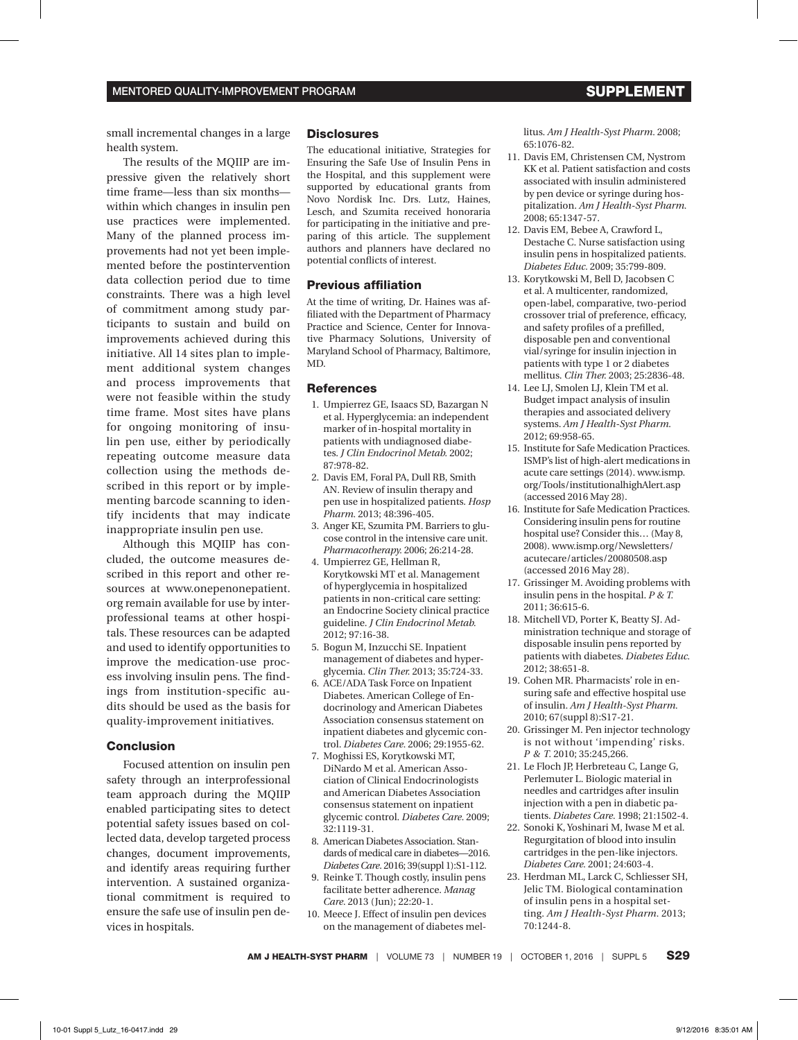small incremental changes in a large health system.

The results of the MQIIP are impressive given the relatively short time frame—less than six months—within which changes in insulin pen use practices were implemented. Many of the planned process improvements had not yet been implemented before the postintervention data collection period due to time constraints. There was a high level of commitment among study participants to sustain and build on improvements achieved during this initiative. All 14 sites plan to implement additional system changes and process improvements that were not feasible within the study time frame. Most sites have plans for ongoing monitoring of insulin pen use, either by periodically repeating outcome measure data collection using the methods described in this report or by implementing barcode scanning to identify incidents that may indicate inappropriate insulin pen use.

Although this MQIIP has concluded, the outcome measures described in this report and other resources at www.onepenonepatient.org remain available for use by interprofessional teams at other hospitals. These resources can be adapted and used to identify opportunities to improve the medication-use process involving insulin pens. The findings from institution-specific audits should be used as the basis for quality-improvement initiatives.

## Conclusion

Focused attention on insulin pen safety through an interprofessional team approach during the MQIIP enabled participating sites to detect potential safety issues based on collected data, develop targeted process changes, document improvements, and identify areas requiring further intervention. A sustained organizational commitment is required to ensure the safe use of insulin pen devices in hospitals.

## Disclosures

The educational initiative, Strategies for Ensuring the Safe Use of Insulin Pens in the Hospital, and this supplement were supported by educational grants from Novo Nordisk Inc. Drs. Lutz, Haines, Lesch, and Szumita received honoraria for participating in the initiative and preparing of this article. The supplement authors and planners have declared no potential conflicts of interest.

## Previous affiliation

At the time of writing, Dr. Haines was affiliated with the Department of Pharmacy Practice and Science, Center for Innovative Pharmacy Solutions, University of Maryland School of Pharmacy, Baltimore, MD.

## References

1. Umpierrez GE, Isaacs SD, Bazargan N et al. Hyperglycemia: an independent marker of in-hospital mortality in patients with undiagnosed diabetes. *J Clin Endocrinol Metab.* 2002; 87:978-82.
2. Davis EM, Foral PA, Dull RB, Smith AN. Review of insulin therapy and pen use in hospitalized patients. *Hosp Pharm.* 2013; 48:396-405.
3. Anger KE, Szumita PM. Barriers to glucose control in the intensive care unit. *Pharmacotherapy.* 2006; 26:214-28.
4. Umpierrez GE, Hellman R, Korytkowski MT et al. Management of hyperglycemia in hospitalized patients in non-critical care setting: an Endocrine Society clinical practice guideline. *J Clin Endocrinol Metab.* 2012; 97:16-38.
5. Bogun M, Inzucchi SE. Inpatient management of diabetes and hyperglycemia. *Clin Ther.* 2013; 35:724-33.
6. ACE/ADA Task Force on Inpatient Diabetes. American College of Endocrinology and American Diabetes Association consensus statement on inpatient diabetes and glycemic control. *Diabetes Care.* 2006; 29:1955-62.
7. Moghissi ES, Korytkowski MT, DiNardo M et al. American Association of Clinical Endocrinologists and American Diabetes Association consensus statement on inpatient glycemic control. *Diabetes Care.* 2009; 32:1119-31.
8. American Diabetes Association. Standards of medical care in diabetes—2016. *Diabetes Care.* 2016; 39(suppl 1):S1-112.
9. Reinke T. Though costly, insulin pens facilitate better adherence. *Manag Care.* 2013 (Jun); 22:20-1.
10. Meece J. Effect of insulin pen devices on the management of diabetes mellitus. *Am J Health-Syst Pharm.* 2008; 65:1076-82.
11. Davis EM, Christensen CM, Nystrom KK et al. Patient satisfaction and costs associated with insulin administered by pen device or syringe during hospitalization. *Am J Health-Syst Pharm.* 2008; 65:1347-57.
12. Davis EM, Bebee A, Crawford L, Destache C. Nurse satisfaction using insulin pens in hospitalized patients. *Diabetes Educ.* 2009; 35:799-809.
13. Korytkowski M, Bell D, Jacobsen C et al. A multicenter, randomized, open-label, comparative, two-period crossover trial of preference, efficacy, and safety profiles of a prefilled, disposable pen and conventional vial/syringe for insulin injection in patients with type 1 or 2 diabetes mellitus. *Clin Ther.* 2003; 25:2836-48.
14. Lee LJ, Smolen LJ, Klein TM et al. Budget impact analysis of insulin therapies and associated delivery systems. *Am J Health-Syst Pharm.* 2012; 69:958-65.
15. Institute for Safe Medication Practices. ISMP's list of high-alert medications in acute care settings (2014). www.ismp.org/Tools/institutionalhighAlert.asp (accessed 2016 May 28).
16. Institute for Safe Medication Practices. Considering insulin pens for routine hospital use? Consider this… (May 8, 2008). www.ismp.org/Newsletters/acutecare/articles/20080508.asp (accessed 2016 May 28).
17. Grissinger M. Avoiding problems with insulin pens in the hospital. *P & T.* 2011; 36:615-6.
18. Mitchell VD, Porter K, Beatty SJ. Administration technique and storage of disposable insulin pens reported by patients with diabetes. *Diabetes Educ.* 2012; 38:651-8.
19. Cohen MR. Pharmacists' role in ensuring safe and effective hospital use of insulin. *Am J Health-Syst Pharm.* 2010; 67(suppl 8):S17-21.
20. Grissinger M. Pen injector technology is not without 'impending' risks. *P & T.* 2010; 35:245,266.
21. Le Floch JP, Herbreteau C, Lange G, Perlemuter L. Biologic material in needles and cartridges after insulin injection with a pen in diabetic patients. *Diabetes Care.* 1998; 21:1502-4.
22. Sonoki K, Yoshinari M, Iwase M et al. Regurgitation of blood into insulin cartridges in the pen-like injectors. *Diabetes Care.* 2001; 24:603-4.
23. Herdman ML, Larck C, Schliesser SH, Jelic TM. Biological contamination of insulin pens in a hospital setting. *Am J Health-Syst Pharm.* 2013; 70:1244-8.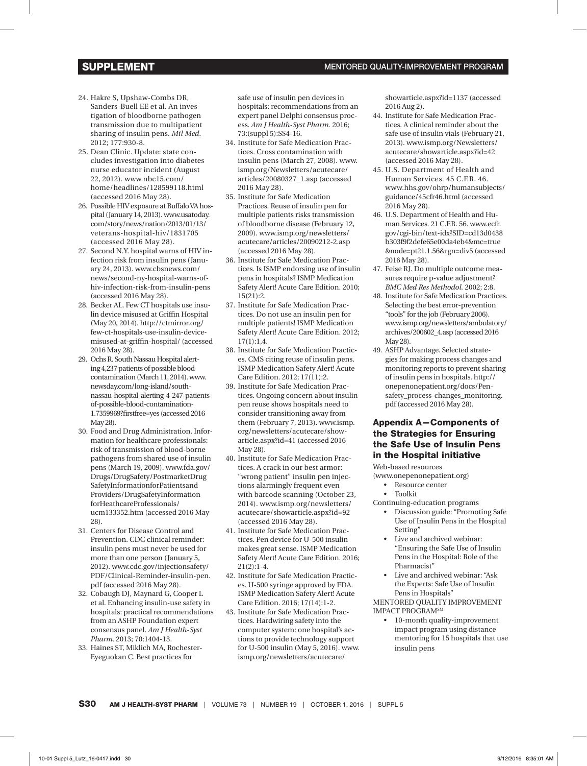24. Hakre S, Upshaw-Combs DR, Sanders-Buell EE et al. An investigation of bloodborne pathogen transmission due to multipatient sharing of insulin pens. *Mil Med.* 2012; 177:930-8.
25. Dean Clinic. Update: state concludes investigation into diabetes nurse educator incident (August 22, 2012). www.nbc15.com/home/headlines/128599118.html (accessed 2016 May 28).
26. Possible HIV exposure at Buffalo VA hospital (January 14, 2013). www.usatoday.com/story/news/nation/2013/01/13/veterans-hospital-hiv/1831705 (accessed 2016 May 28).
27. Second N.Y. hospital warns of HIV infection risk from insulin pens (January 24, 2013). www.cbsnews.com/news/second-ny-hospital-warns-of-hiv-infection-risk-from-insulin-pens (accessed 2016 May 28).
28. Becker AL. Few CT hospitals use insulin device misused at Griffin Hospital (May 20, 2014). http://ctmirror.org/few-ct-hospitals-use-insulin-device-misused-at-griffin-hospital/ (accessed 2016 May 28).
29. Ochs R. South Nassau Hospital alerting 4,237 patients of possible blood contamination (March 11, 2014). www.newsday.com/long-island/south-nassau-hospital-alerting-4-247-patients-of-possible-blood-contamination-1.7359969?firstfree=yes (accessed 2016 May 28).
30. Food and Drug Administration. Information for healthcare professionals: risk of transmission of blood-borne pathogens from shared use of insulin pens (March 19, 2009). www.fda.gov/Drugs/DrugSafety/PostmarketDrugSafetyInformationforPatientsandProviders/DrugSafetyInformationforHeathcareProfessionals/ucm133352.htm (accessed 2016 May 28).
31. Centers for Disease Control and Prevention. CDC clinical reminder: insulin pens must never be used for more than one person (January 5, 2012). www.cdc.gov/injectionsafety/PDF/Clinical-Reminder-insulin-pen.pdf (accessed 2016 May 28).
32. Cobaugh DJ, Maynard G, Cooper L et al. Enhancing insulin-use safety in hospitals: practical recommendations from an ASHP Foundation expert consensus panel. *Am J Health-Syst Pharm.* 2013; 70:1404-13.
33. Haines ST, Miklich MA, Rochester-Eyeguokan C. Best practices for safe use of insulin pen devices in hospitals: recommendations from an expert panel Delphi consensus process. *Am J Health-Syst Pharm.* 2016; 73:(suppl 5):SS4-16.
34. Institute for Safe Medication Practices. Cross contamination with insulin pens (March 27, 2008). www.ismp.org/Newsletters/acutecare/articles/20080327_1.asp (accessed 2016 May 28).
35. Institute for Safe Medication Practices. Reuse of insulin pen for multiple patients risks transmission of bloodborne disease (February 12, 2009). www.ismp.org/newsletters/acutecare/articles/20090212-2.asp (accessed 2016 May 28).
36. Institute for Safe Medication Practices. Is ISMP endorsing use of insulin pens in hospitals? ISMP Medication Safety Alert! Acute Care Edition. 2010; 15(21):2.
37. Institute for Safe Medication Practices. Do not use an insulin pen for multiple patients! ISMP Medication Safety Alert! Acute Care Edition. 2012; 17(1):1,4.
38. Institute for Safe Medication Practices. CMS citing reuse of insulin pens. ISMP Medication Safety Alert! Acute Care Edition. 2012; 17(11):2.
39. Institute for Safe Medication Practices. Ongoing concern about insulin pen reuse shows hospitals need to consider transitioning away from them (February 7, 2013). www.ismp.org/newsletters/acutecare/showarticle.aspx?id=41 (accessed 2016 May 28).
40. Institute for Safe Medication Practices. A crack in our best armor: "wrong patient" insulin pen injections alarmingly frequent even with barcode scanning (October 23, 2014). www.ismp.org/newsletters/acutecare/showarticle.aspx?id=92 (accessed 2016 May 28).
41. Institute for Safe Medication Practices. Pen device for U-500 insulin makes great sense. ISMP Medication Safety Alert! Acute Care Edition. 2016; 21(2):1-4.
42. Institute for Safe Medication Practices. U-500 syringe approved by FDA. ISMP Medication Safety Alert! Acute Care Edition. 2016; 17(14):1-2.
43. Institute for Safe Medication Practices. Hardwiring safety into the computer system: one hospital's actions to provide technology support for U-500 insulin (May 5, 2016). www.ismp.org/newsletters/acutecare/showarticle.aspx?id=1137 (accessed 2016 Aug 2).
44. Institute for Safe Medication Practices. A clinical reminder about the safe use of insulin vials (February 21, 2013). www.ismp.org/Newsletters/acutecare/showarticle.aspx?id=42 (accessed 2016 May 28).
45. U.S. Department of Health and Human Services. 45 C.F.R. 46. www.hhs.gov/ohrp/humansubjects/guidance/45cfr46.html (accessed 2016 May 28).
46. U.S. Department of Health and Human Services. 21 C.F.R. 56. www.ecfr.gov/cgi-bin/text-idx?SID=cd13d0438b303f9f2defe65e00da4eb4&mc=true&node=pt21.1.56&rgn=div5 (accessed 2016 May 28).
47. Feise RJ. Do multiple outcome measures require p-value adjustment? *BMC Med Res Methodol.* 2002; 2:8.
48. Institute for Safe Medication Practices. Selecting the best error-prevention "tools" for the job (February 2006). www.ismp.org/newsletters/ambulatory/archives/200602_4.asp (accessed 2016 May 28).
49. ASHP Advantage. Selected strategies for making process changes and monitoring reports to prevent sharing of insulin pens in hospitals. http://onepenonepatient.org/docs/Pen-safety_process-changes_monitoring.pdf (accessed 2016 May 28).

## Appendix A—Components of the Strategies for Ensuring the Safe Use of Insulin Pens in the Hospital initiative

Web-based resources (www.onepenonepatient.org)

- Resource center
- Toolkit

Continuing-education programs

- Discussion guide: "Promoting Safe Use of Insulin Pens in the Hospital Setting"
- Live and archived webinar: "Ensuring the Safe Use of Insulin Pens in the Hospital: Role of the Pharmacist"
- Live and archived webinar: "Ask the Experts: Safe Use of Insulin Pens in Hospitals"

MENTORED QUALITY IMPROVEMENT IMPACT PROGRAM[SM]

- 10-month quality-improvement impact program using distance mentoring for 15 hospitals that use insulin pens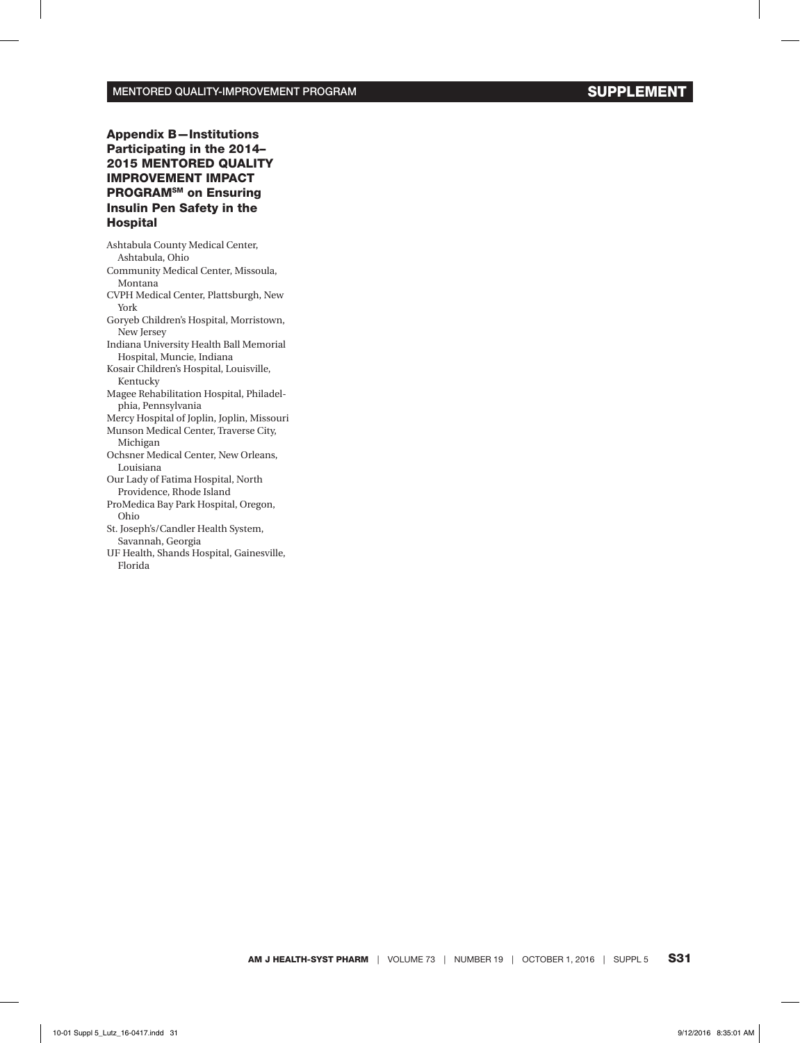## Appendix B—Institutions Participating in the 2014–2015 MENTORED QUALITY IMPROVEMENT IMPACT PROGRAM[SM] on Ensuring Insulin Pen Safety in the Hospital

Ashtabula County Medical Center, Ashtabula, Ohio

Community Medical Center, Missoula, Montana

CVPH Medical Center, Plattsburgh, New York

Goryeb Children's Hospital, Morristown, New Jersey

Indiana University Health Ball Memorial Hospital, Muncie, Indiana

Kosair Children's Hospital, Louisville, Kentucky

Magee Rehabilitation Hospital, Philadelphia, Pennsylvania

Mercy Hospital of Joplin, Joplin, Missouri

Munson Medical Center, Traverse City, Michigan

Ochsner Medical Center, New Orleans, Louisiana

Our Lady of Fatima Hospital, North Providence, Rhode Island

ProMedica Bay Park Hospital, Oregon, Ohio

St. Joseph's/Candler Health System, Savannah, Georgia

UF Health, Shands Hospital, Gainesville, Florida